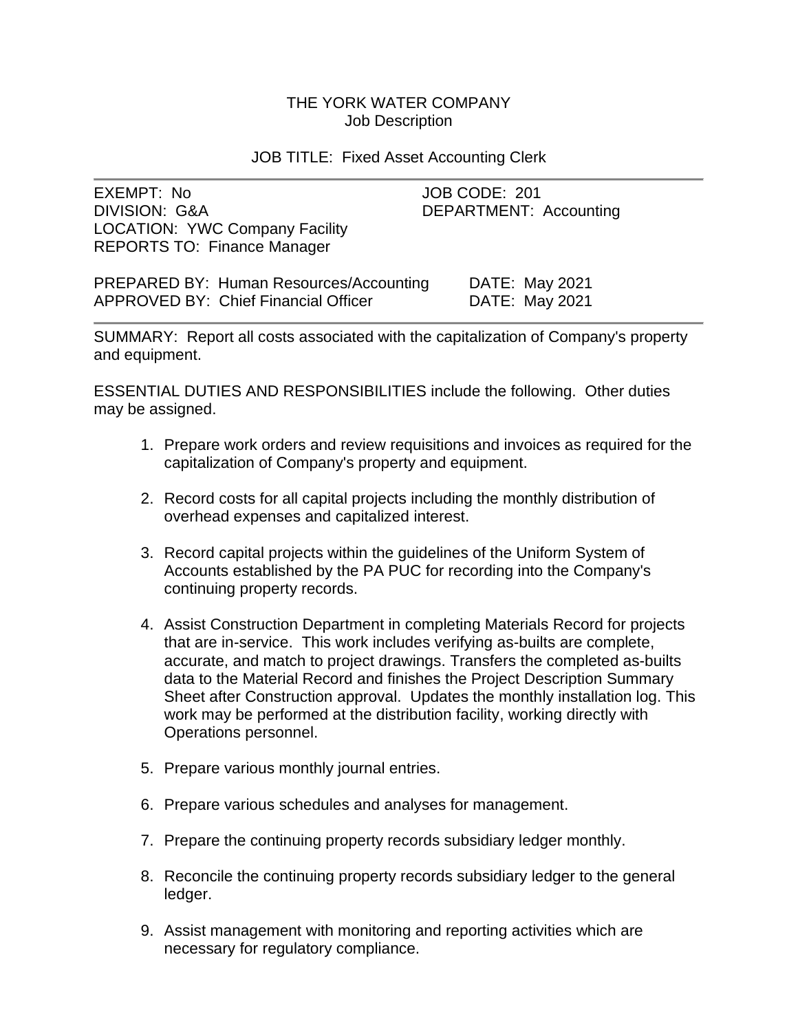# THE YORK WATER COMPANY
## Job Description

### JOB TITLE: Fixed Asset Accounting Clerk

---

EXEMPT: No  
JOB CODE: 201  
DIVISION: G&A  
DEPARTMENT: Accounting  
LOCATION: YWC Company Facility  
REPORTS TO: Finance Manager

PREPARED BY: Human Resources/Accounting DATE: May 2021  
APPROVED BY: Chief Financial Officer DATE: May 2021

---

SUMMARY: Report all costs associated with the capitalization of Company's property and equipment.

ESSENTIAL DUTIES AND RESPONSIBILITIES include the following. Other duties may be assigned.

1. Prepare work orders and review requisitions and invoices as required for the capitalization of Company's property and equipment.

2. Record costs for all capital projects including the monthly distribution of overhead expenses and capitalized interest.

3. Record capital projects within the guidelines of the Uniform System of Accounts established by the PA PUC for recording into the Company's continuing property records.

4. Assist Construction Department in completing Materials Record for projects that are in-service. This work includes verifying as-builts are complete, accurate, and match to project drawings. Transfers the completed as-builts data to the Material Record and finishes the Project Description Summary Sheet after Construction approval. Updates the monthly installation log. This work may be performed at the distribution facility, working directly with Operations personnel.

5. Prepare various monthly journal entries.

6. Prepare various schedules and analyses for management.

7. Prepare the continuing property records subsidiary ledger monthly.

8. Reconcile the continuing property records subsidiary ledger to the general ledger.

9. Assist management with monitoring and reporting activities which are necessary for regulatory compliance.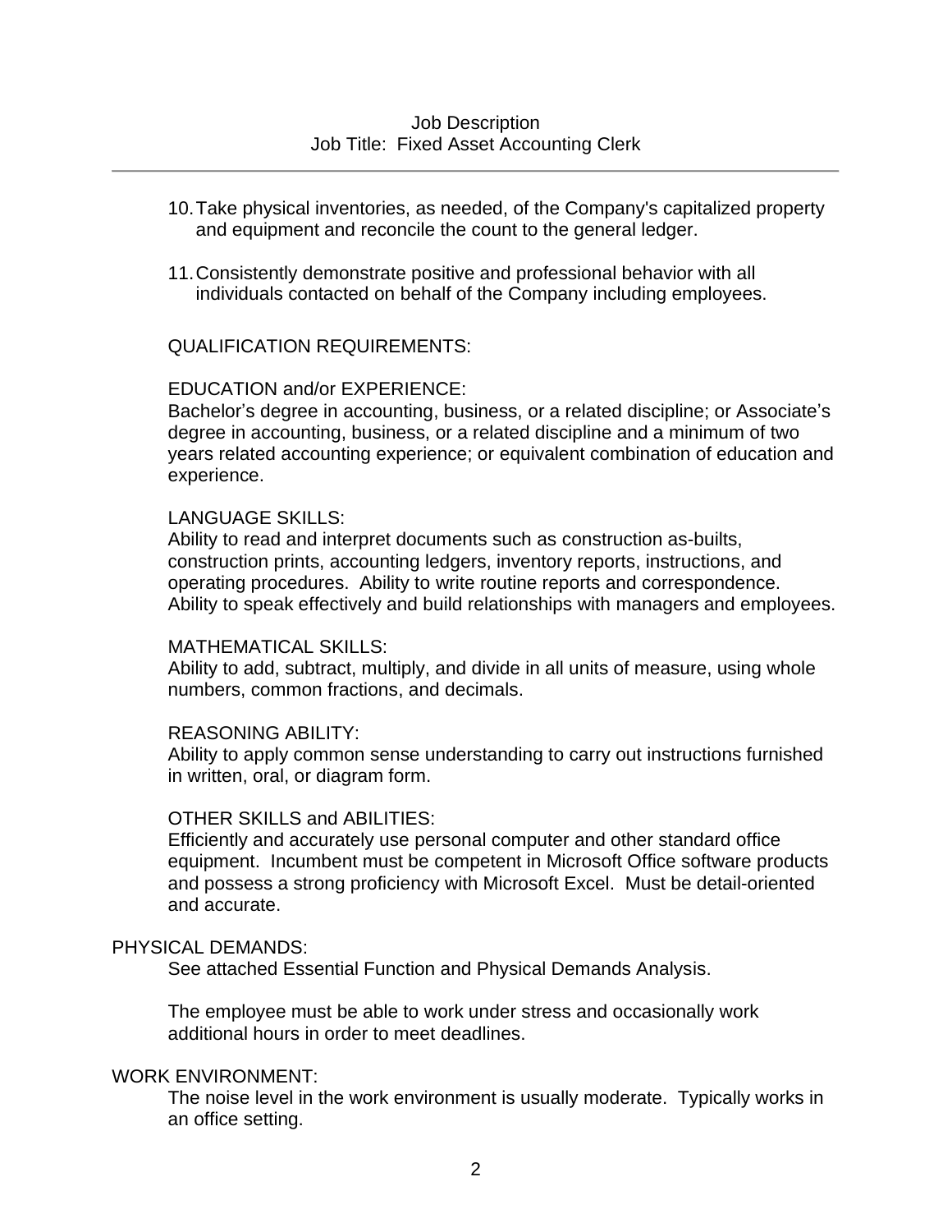10. Take physical inventories, as needed, of the Company's capitalized property and equipment and reconcile the count to the general ledger.

11. Consistently demonstrate positive and professional behavior with all individuals contacted on behalf of the Company including employees.

QUALIFICATION REQUIREMENTS:

EDUCATION and/or EXPERIENCE:
Bachelor’s degree in accounting, business, or a related discipline; or Associate’s degree in accounting, business, or a related discipline and a minimum of two years related accounting experience; or equivalent combination of education and experience.

LANGUAGE SKILLS:
Ability to read and interpret documents such as construction as-builts, construction prints, accounting ledgers, inventory reports, instructions, and operating procedures. Ability to write routine reports and correspondence. Ability to speak effectively and build relationships with managers and employees.

MATHEMATICAL SKILLS:
Ability to add, subtract, multiply, and divide in all units of measure, using whole numbers, common fractions, and decimals.

REASONING ABILITY:
Ability to apply common sense understanding to carry out instructions furnished in written, oral, or diagram form.

OTHER SKILLS and ABILITIES:
Efficiently and accurately use personal computer and other standard office equipment. Incumbent must be competent in Microsoft Office software products and possess a strong proficiency with Microsoft Excel. Must be detail-oriented and accurate.

PHYSICAL DEMANDS:

See attached Essential Function and Physical Demands Analysis.

The employee must be able to work under stress and occasionally work additional hours in order to meet deadlines.

WORK ENVIRONMENT:

The noise level in the work environment is usually moderate. Typically works in an office setting.